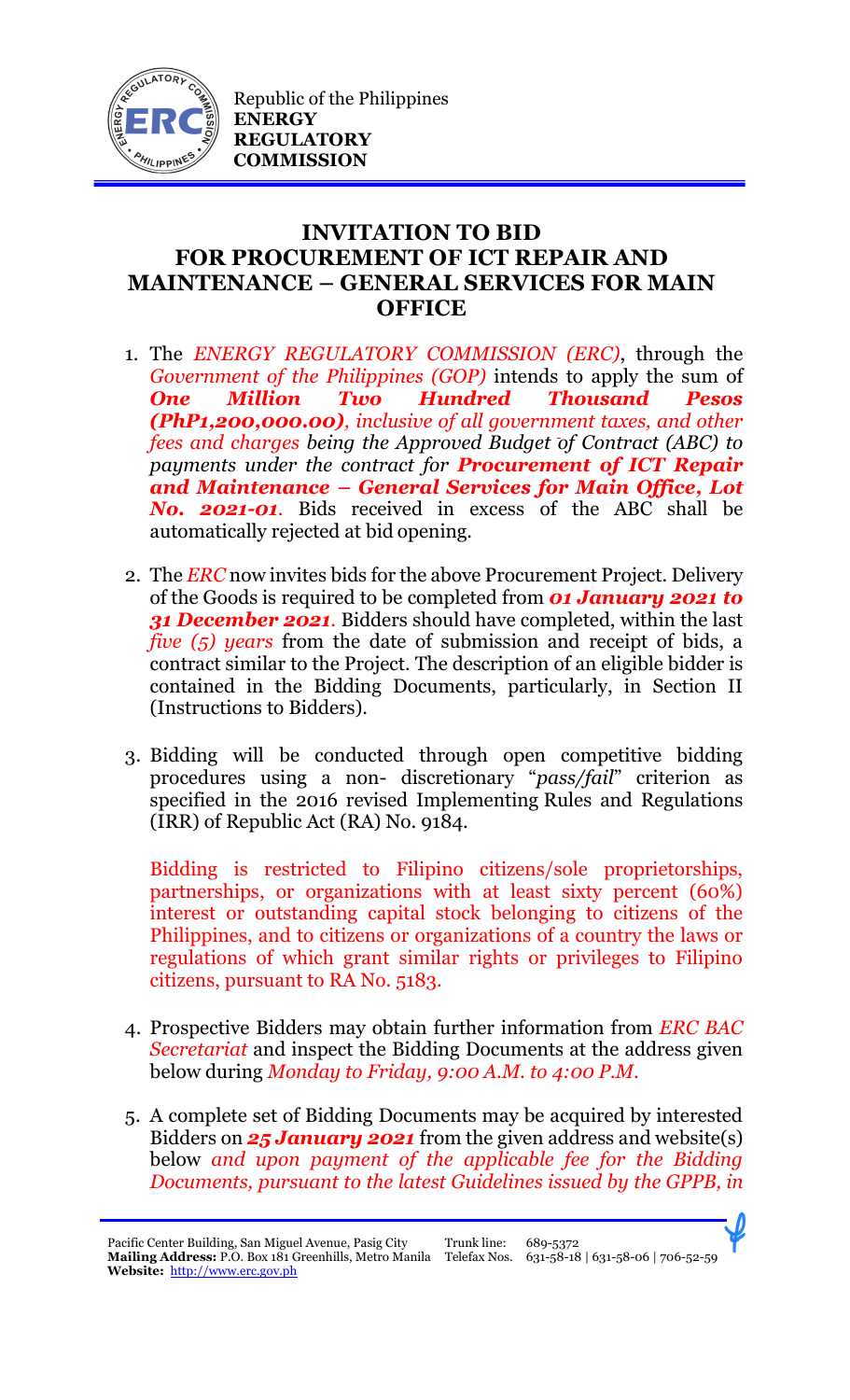Republic of the Philippines
**ENERGY REGULATORY COMMISSION**

# INVITATION TO BID FOR PROCUREMENT OF ICT REPAIR AND MAINTENANCE – GENERAL SERVICES FOR MAIN OFFICE

1. The *ENERGY REGULATORY COMMISSION (ERC)*, through the *Government of the Philippines (GOP)* intends to apply the sum of ***One Million Two Hundred Thousand Pesos (PhP1,200,000.00)****, inclusive of all government taxes, and other fees and charges being the Approved Budget of Contract (ABC) to payments under the contract for* ***Procurement of ICT Repair and Maintenance – General Services for Main Office, Lot No. 2021-01****.* Bids received in excess of the ABC shall be automatically rejected at bid opening.

2. The *ERC* now invites bids for the above Procurement Project. Delivery of the Goods is required to be completed from ***01 January 2021 to 31 December 2021***. Bidders should have completed, within the last *five (5) years* from the date of submission and receipt of bids, a contract similar to the Project. The description of an eligible bidder is contained in the Bidding Documents, particularly, in Section II (Instructions to Bidders).

3. Bidding will be conducted through open competitive bidding procedures using a non- discretionary "*pass/fail*" criterion as specified in the 2016 revised Implementing Rules and Regulations (IRR) of Republic Act (RA) No. 9184.

   Bidding is restricted to Filipino citizens/sole proprietorships, partnerships, or organizations with at least sixty percent (60%) interest or outstanding capital stock belonging to citizens of the Philippines, and to citizens or organizations of a country the laws or regulations of which grant similar rights or privileges to Filipino citizens, pursuant to RA No. 5183.

4. Prospective Bidders may obtain further information from *ERC BAC Secretariat* and inspect the Bidding Documents at the address given below during *Monday to Friday, 9:00 A.M. to 4:00 P.M.*

5. A complete set of Bidding Documents may be acquired by interested Bidders on ***25 January 2021*** from the given address and website(s) below *and upon payment of the applicable fee for the Bidding Documents, pursuant to the latest Guidelines issued by the GPPB, in*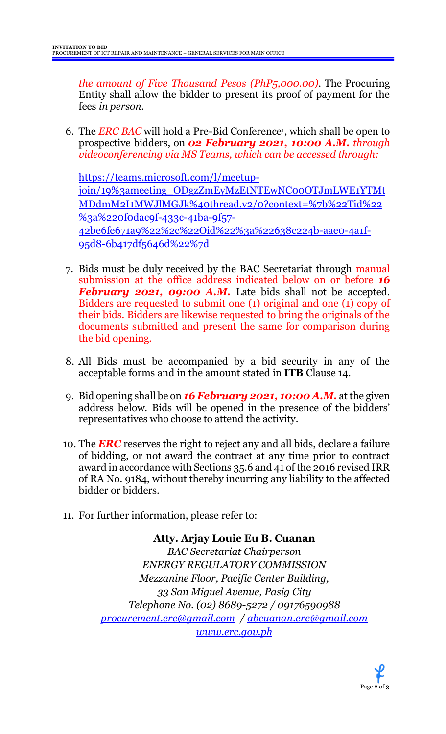*the amount of Five Thousand Pesos (PhP5,000.00)*. The Procuring Entity shall allow the bidder to present its proof of payment for the fees *in person.*

6. The *ERC BAC* will hold a Pre-Bid Conference[1], which shall be open to prospective bidders, on ***02 February 2021, 10:00 A.M.*** *through videoconferencing via MS Teams, which can be accessed through:*

   https://teams.microsoft.com/l/meetup-join/19%3ameeting_ODgzZmEyMzEtNTEwNC00OTJmLWE1YTMtMDdmM2I1MWJlMGJk%40thread.v2/0?context=%7b%22Tid%22%3a%220f0dac9f-433c-41ba-9f57-42be6fe671a9%22%2c%22Oid%22%3a%22638c224b-aae0-4a1f-95d8-6b417df5646d%22%7d

7. Bids must be duly received by the BAC Secretariat through manual submission at the office address indicated below on or before ***16 February 2021, 09:00 A.M.*** Late bids shall not be accepted. Bidders are requested to submit one (1) original and one (1) copy of their bids. Bidders are likewise requested to bring the originals of the documents submitted and present the same for comparison during the bid opening.

8. All Bids must be accompanied by a bid security in any of the acceptable forms and in the amount stated in **ITB** Clause 14.

9. Bid opening shall be on ***16 February 2021, 10:00 A.M.*** at the given address below. Bids will be opened in the presence of the bidders' representatives who choose to attend the activity.

10. The ***ERC*** reserves the right to reject any and all bids, declare a failure of bidding, or not award the contract at any time prior to contract award in accordance with Sections 35.6 and 41 of the 2016 revised IRR of RA No. 9184, without thereby incurring any liability to the affected bidder or bidders.

11. For further information, please refer to:

**Atty. Arjay Louie Eu B. Cuanan**
*BAC Secretariat Chairperson*
*ENERGY REGULATORY COMMISSION*
*Mezzanine Floor, Pacific Center Building,*
*33 San Miguel Avenue, Pasig City*
*Telephone No. (02) 8689-5272 / 09176590988*
*procurement.erc@gmail.com / abcuanan.erc@gmail.com*
*www.erc.gov.ph*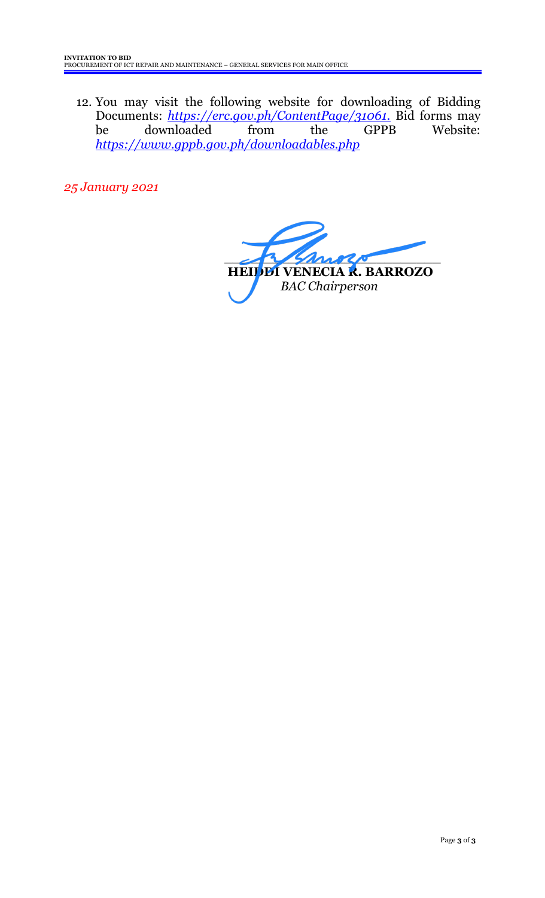12. You may visit the following website for downloading of Bidding Documents: *https://erc.gov.ph/ContentPage/31061.* Bid forms may be downloaded from the GPPB Website: *https://www.gppb.gov.ph/downloadables.php*

*25 January 2021*

**HEIDDI VENECIA R. BARROZO**
*BAC Chairperson*